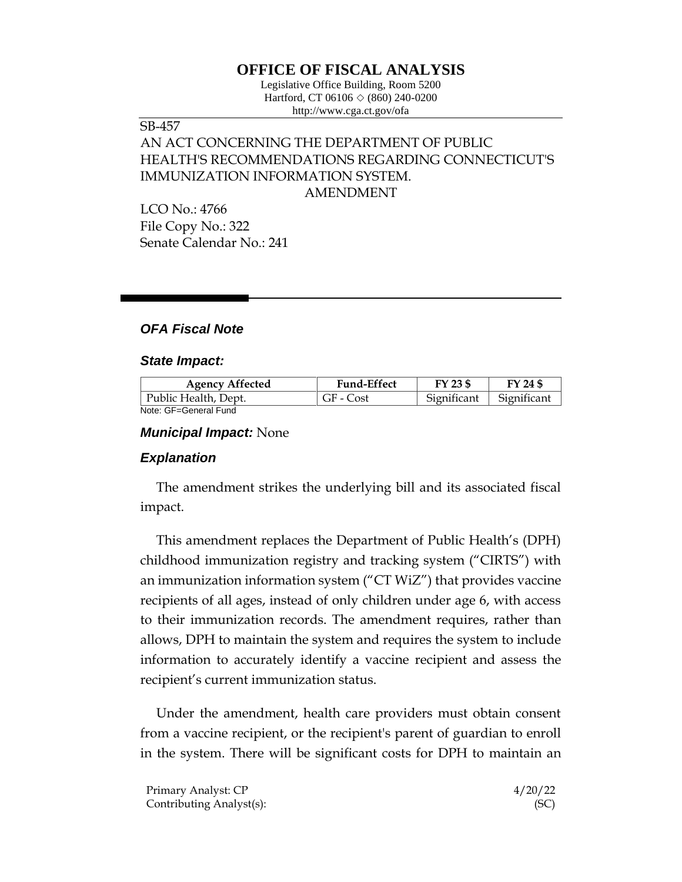# OFFICE OF FISCAL ANALYSIS

Legislative Office Building, Room 5200
Hartford, CT 06106 ◇ (860) 240-0200
http://www.cga.ct.gov/ofa

SB-457
AN ACT CONCERNING THE DEPARTMENT OF PUBLIC HEALTH'S RECOMMENDATIONS REGARDING CONNECTICUT'S IMMUNIZATION INFORMATION SYSTEM.
AMENDMENT

LCO No.: 4766
File Copy No.: 322
Senate Calendar No.: 241

## *OFA Fiscal Note*

### *State Impact:*

| Agency Affected | Fund-Effect | FY 23 $ | FY 24 $ |
|---|---|---|---|
| Public Health, Dept. | GF - Cost | Significant | Significant |

Note: GF=General Fund

### *Municipal Impact:* None

### *Explanation*

The amendment strikes the underlying bill and its associated fiscal impact.

This amendment replaces the Department of Public Health's (DPH) childhood immunization registry and tracking system ("CIRTS") with an immunization information system ("CT WiZ") that provides vaccine recipients of all ages, instead of only children under age 6, with access to their immunization records. The amendment requires, rather than allows, DPH to maintain the system and requires the system to include information to accurately identify a vaccine recipient and assess the recipient's current immunization status.

Under the amendment, health care providers must obtain consent from a vaccine recipient, or the recipient's parent of guardian to enroll in the system. There will be significant costs for DPH to maintain an

Primary Analyst: CP
Contributing Analyst(s):

4/20/22
(SC)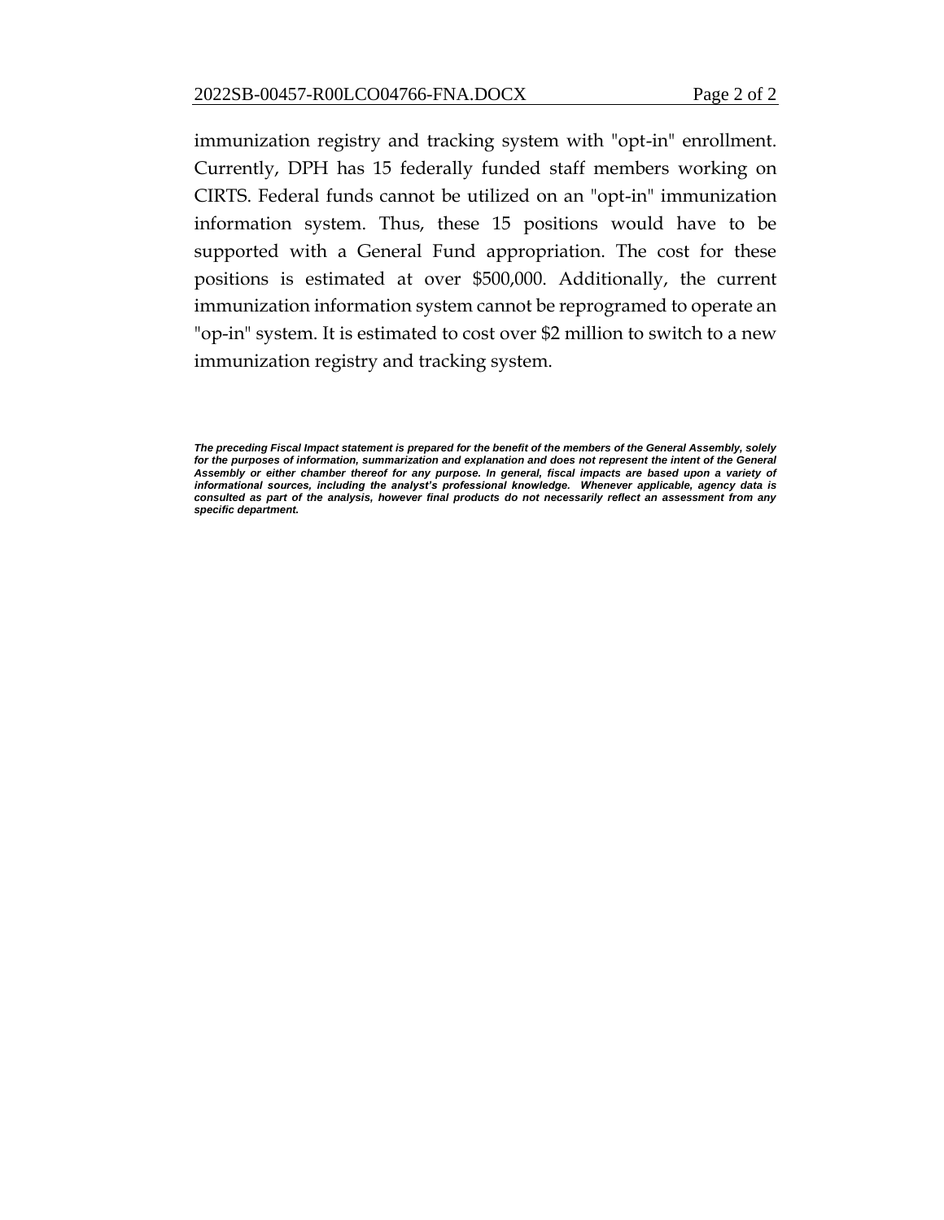immunization registry and tracking system with "opt-in" enrollment. Currently, DPH has 15 federally funded staff members working on CIRTS. Federal funds cannot be utilized on an "opt-in" immunization information system. Thus, these 15 positions would have to be supported with a General Fund appropriation. The cost for these positions is estimated at over $500,000. Additionally, the current immunization information system cannot be reprogramed to operate an "op-in" system. It is estimated to cost over $2 million to switch to a new immunization registry and tracking system.

***The preceding Fiscal Impact statement is prepared for the benefit of the members of the General Assembly, solely for the purposes of information, summarization and explanation and does not represent the intent of the General Assembly or either chamber thereof for any purpose. In general, fiscal impacts are based upon a variety of informational sources, including the analyst's professional knowledge. Whenever applicable, agency data is consulted as part of the analysis, however final products do not necessarily reflect an assessment from any specific department.***